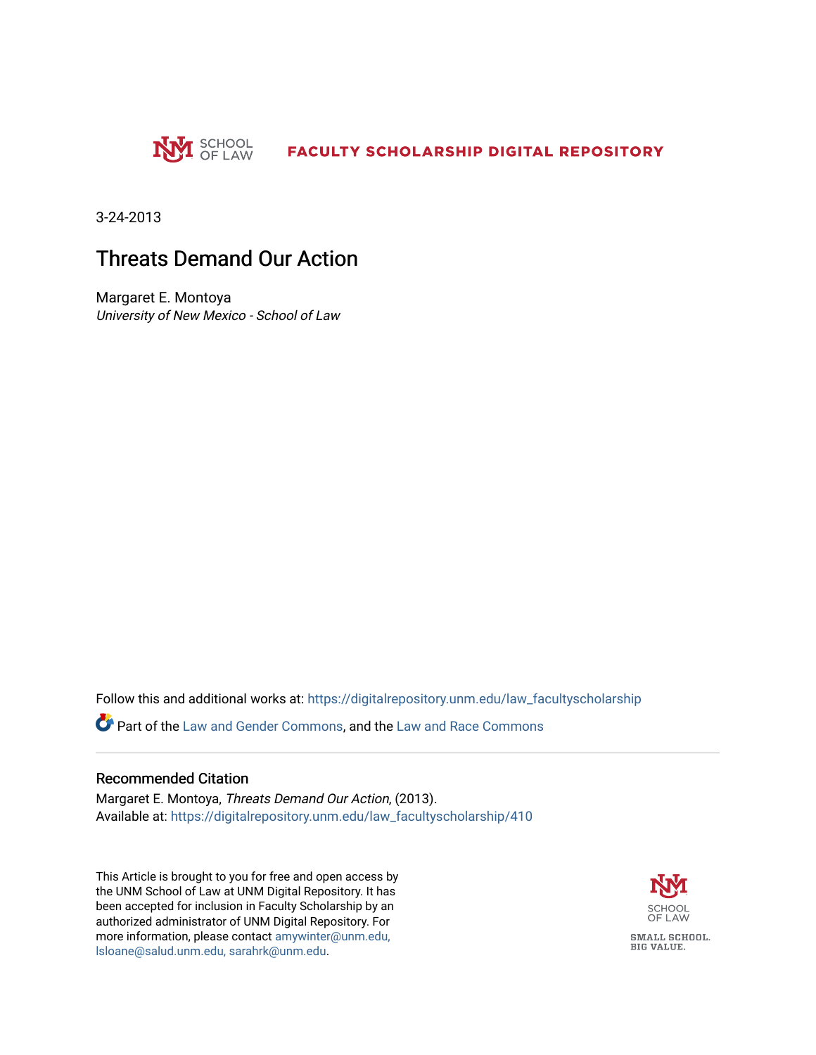SCHOOL OF LAW **FACULTY SCHOLARSHIP DIGITAL REPOSITORY**

3-24-2013

# Threats Demand Our Action

Margaret E. Montoya
*University of New Mexico - School of Law*

Follow this and additional works at: https://digitalrepository.unm.edu/law_facultyscholarship

Part of the Law and Gender Commons, and the Law and Race Commons

## Recommended Citation

Margaret E. Montoya, *Threats Demand Our Action*, (2013).
Available at: https://digitalrepository.unm.edu/law_facultyscholarship/410

This Article is brought to you for free and open access by the UNM School of Law at UNM Digital Repository. It has been accepted for inclusion in Faculty Scholarship by an authorized administrator of UNM Digital Repository. For more information, please contact amywinter@unm.edu, lsloane@salud.unm.edu, sarahrk@unm.edu.

SCHOOL OF LAW

SMALL SCHOOL. BIG VALUE.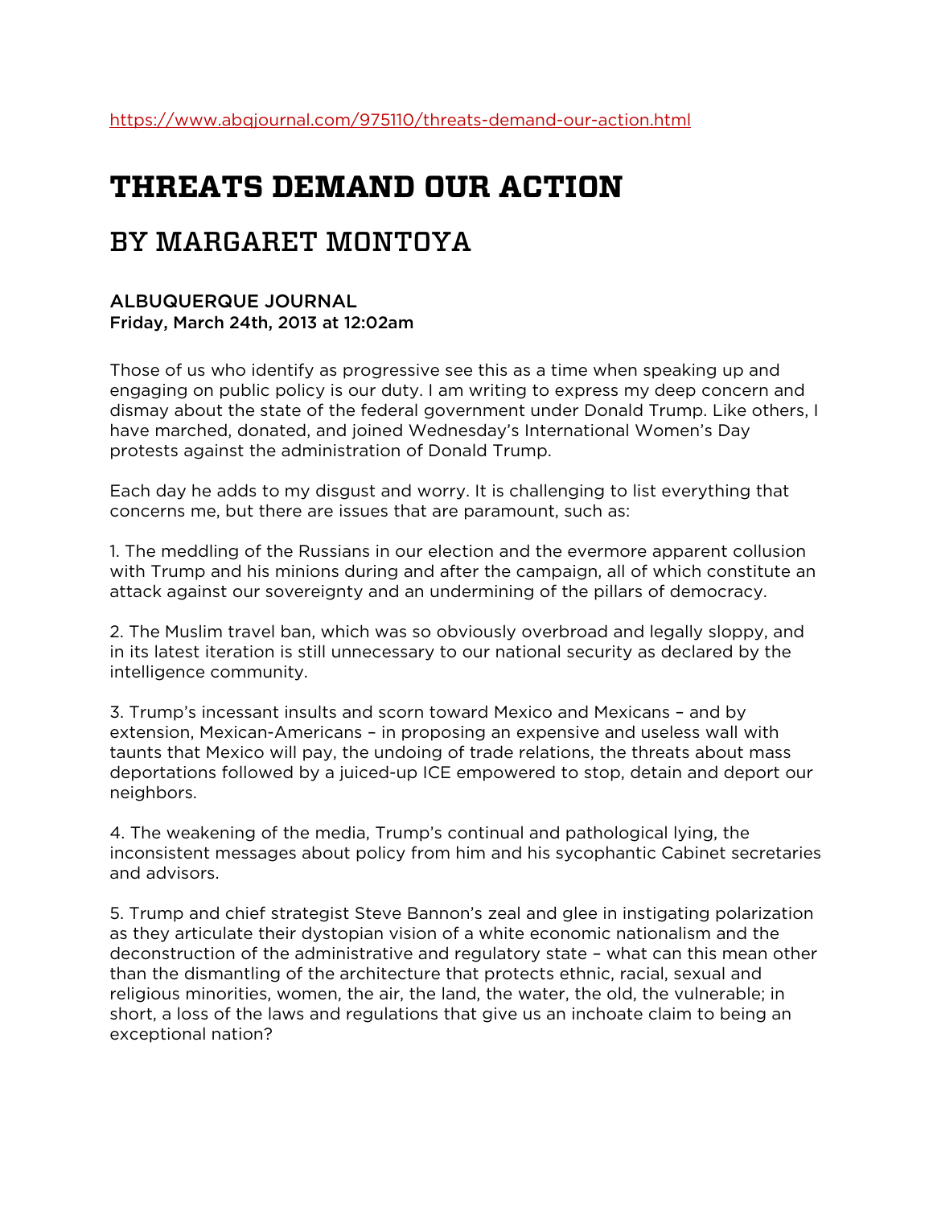https://www.abqjournal.com/975110/threats-demand-our-action.html

# THREATS DEMAND OUR ACTION

## BY MARGARET MONTOYA

**ALBUQUERQUE JOURNAL**
**Friday, March 24th, 2013 at 12:02am**

Those of us who identify as progressive see this as a time when speaking up and engaging on public policy is our duty. I am writing to express my deep concern and dismay about the state of the federal government under Donald Trump. Like others, I have marched, donated, and joined Wednesday's International Women's Day protests against the administration of Donald Trump.

Each day he adds to my disgust and worry. It is challenging to list everything that concerns me, but there are issues that are paramount, such as:

1. The meddling of the Russians in our election and the evermore apparent collusion with Trump and his minions during and after the campaign, all of which constitute an attack against our sovereignty and an undermining of the pillars of democracy.

2. The Muslim travel ban, which was so obviously overbroad and legally sloppy, and in its latest iteration is still unnecessary to our national security as declared by the intelligence community.

3. Trump's incessant insults and scorn toward Mexico and Mexicans – and by extension, Mexican-Americans – in proposing an expensive and useless wall with taunts that Mexico will pay, the undoing of trade relations, the threats about mass deportations followed by a juiced-up ICE empowered to stop, detain and deport our neighbors.

4. The weakening of the media, Trump's continual and pathological lying, the inconsistent messages about policy from him and his sycophantic Cabinet secretaries and advisors.

5. Trump and chief strategist Steve Bannon's zeal and glee in instigating polarization as they articulate their dystopian vision of a white economic nationalism and the deconstruction of the administrative and regulatory state – what can this mean other than the dismantling of the architecture that protects ethnic, racial, sexual and religious minorities, women, the air, the land, the water, the old, the vulnerable; in short, a loss of the laws and regulations that give us an inchoate claim to being an exceptional nation?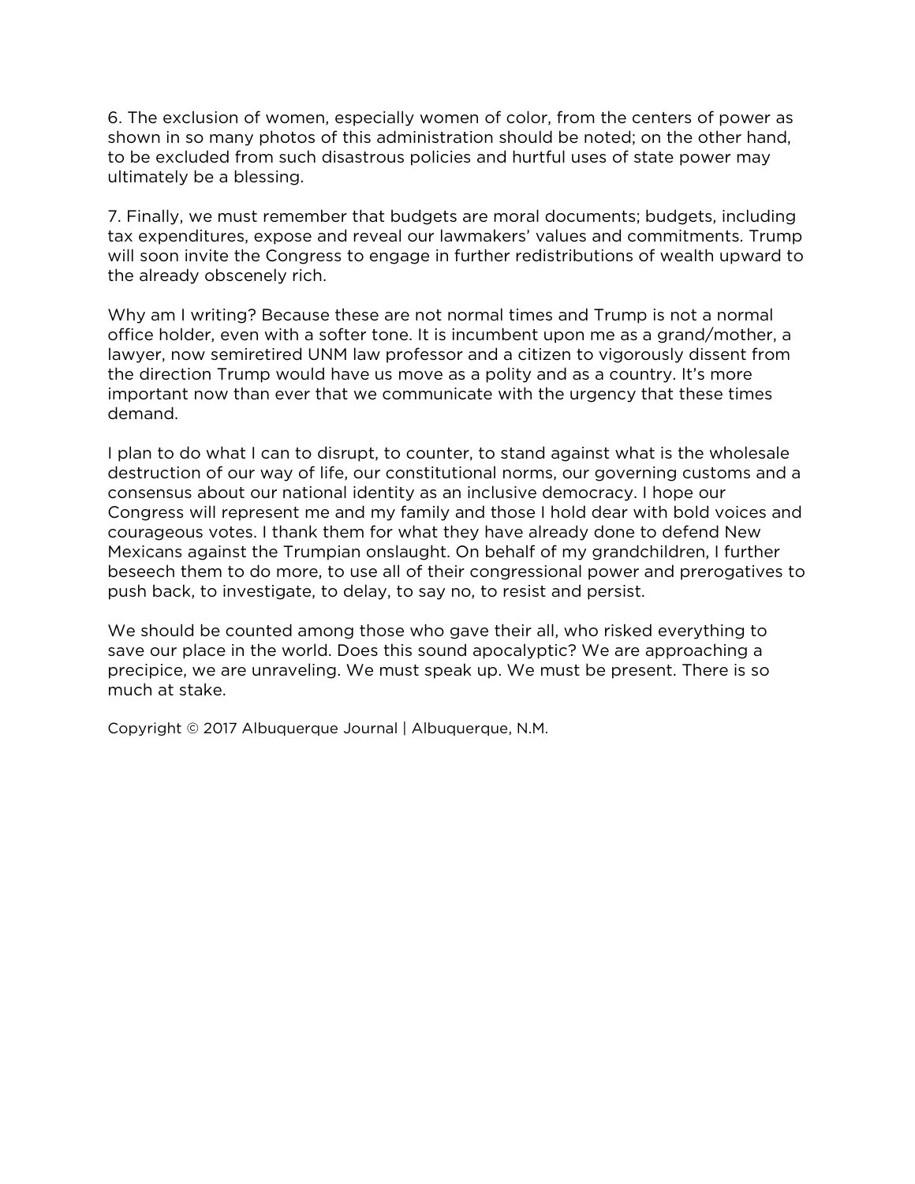6. The exclusion of women, especially women of color, from the centers of power as shown in so many photos of this administration should be noted; on the other hand, to be excluded from such disastrous policies and hurtful uses of state power may ultimately be a blessing.

7. Finally, we must remember that budgets are moral documents; budgets, including tax expenditures, expose and reveal our lawmakers' values and commitments. Trump will soon invite the Congress to engage in further redistributions of wealth upward to the already obscenely rich.

Why am I writing? Because these are not normal times and Trump is not a normal office holder, even with a softer tone. It is incumbent upon me as a grand/mother, a lawyer, now semiretired UNM law professor and a citizen to vigorously dissent from the direction Trump would have us move as a polity and as a country. It's more important now than ever that we communicate with the urgency that these times demand.

I plan to do what I can to disrupt, to counter, to stand against what is the wholesale destruction of our way of life, our constitutional norms, our governing customs and a consensus about our national identity as an inclusive democracy. I hope our Congress will represent me and my family and those I hold dear with bold voices and courageous votes. I thank them for what they have already done to defend New Mexicans against the Trumpian onslaught. On behalf of my grandchildren, I further beseech them to do more, to use all of their congressional power and prerogatives to push back, to investigate, to delay, to say no, to resist and persist.

We should be counted among those who gave their all, who risked everything to save our place in the world. Does this sound apocalyptic? We are approaching a precipice, we are unraveling. We must speak up. We must be present. There is so much at stake.

Copyright © 2017 Albuquerque Journal | Albuquerque, N.M.